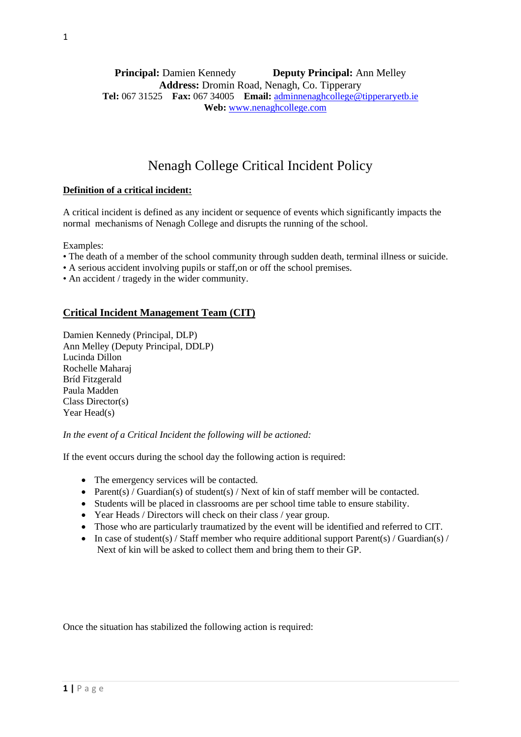**Principal:** Damien Kennedy **Deputy Principal:** Ann Melley
**Address:** Dromin Road, Nenagh, Co. Tipperary
**Tel:** 067 31525 **Fax:** 067 34005 **Email:** adminnenaghcollege@tipperaryetb.ie
**Web:** www.nenaghcollege.com

# Nenagh College Critical Incident Policy

**Definition of a critical incident:**

A critical incident is defined as any incident or sequence of events which significantly impacts the normal mechanisms of Nenagh College and disrupts the running of the school.

Examples:
• The death of a member of the school community through sudden death, terminal illness or suicide.
• A serious accident involving pupils or staff,on or off the school premises.
• An accident / tragedy in the wider community.

**Critical Incident Management Team (CIT)**

Damien Kennedy (Principal, DLP)
Ann Melley (Deputy Principal, DDLP)
Lucinda Dillon
Rochelle Maharaj
Bríd Fitzgerald
Paula Madden
Class Director(s)
Year Head(s)

*In the event of a Critical Incident the following will be actioned:*

If the event occurs during the school day the following action is required:

- The emergency services will be contacted.
- Parent(s) / Guardian(s) of student(s) / Next of kin of staff member will be contacted.
- Students will be placed in classrooms are per school time table to ensure stability.
- Year Heads / Directors will check on their class / year group.
- Those who are particularly traumatized by the event will be identified and referred to CIT.
- In case of student(s) / Staff member who require additional support Parent(s) / Guardian(s) / Next of kin will be asked to collect them and bring them to their GP.

Once the situation has stabilized the following action is required: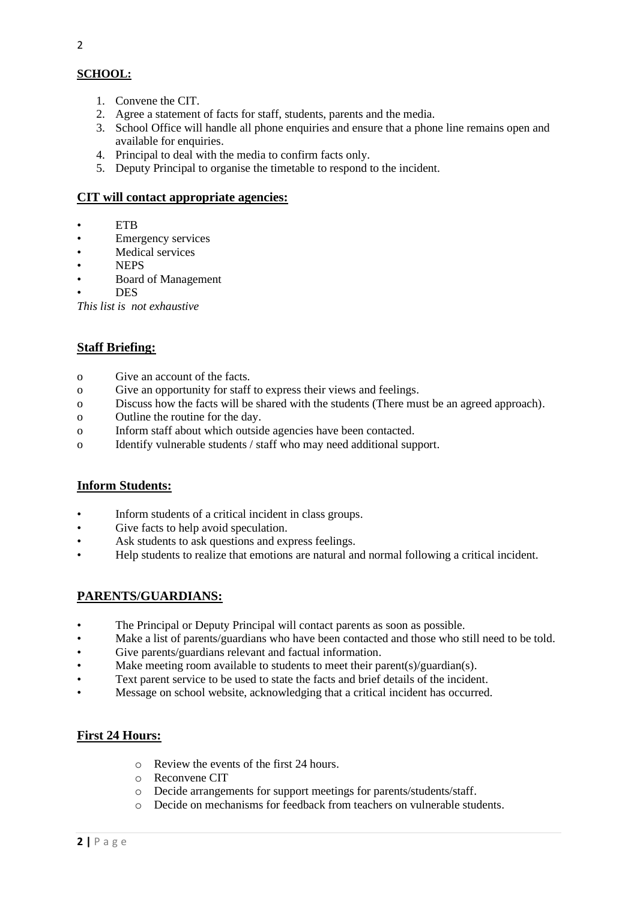## SCHOOL:

1. Convene the CIT.
2. Agree a statement of facts for staff, students, parents and the media.
3. School Office will handle all phone enquiries and ensure that a phone line remains open and available for enquiries.
4. Principal to deal with the media to confirm facts only.
5. Deputy Principal to organise the timetable to respond to the incident.

## CIT will contact appropriate agencies:

- ETB
- Emergency services
- Medical services
- NEPS
- Board of Management
- DES

*This list is not exhaustive*

## Staff Briefing:

- Give an account of the facts.
- Give an opportunity for staff to express their views and feelings.
- Discuss how the facts will be shared with the students (There must be an agreed approach).
- Outline the routine for the day.
- Inform staff about which outside agencies have been contacted.
- Identify vulnerable students / staff who may need additional support.

## Inform Students:

- Inform students of a critical incident in class groups.
- Give facts to help avoid speculation.
- Ask students to ask questions and express feelings.
- Help students to realize that emotions are natural and normal following a critical incident.

## PARENTS/GUARDIANS:

- The Principal or Deputy Principal will contact parents as soon as possible.
- Make a list of parents/guardians who have been contacted and those who still need to be told.
- Give parents/guardians relevant and factual information.
- Make meeting room available to students to meet their parent(s)/guardian(s).
- Text parent service to be used to state the facts and brief details of the incident.
- Message on school website, acknowledging that a critical incident has occurred.

## First 24 Hours:

- Review the events of the first 24 hours.
- Reconvene CIT
- Decide arrangements for support meetings for parents/students/staff.
- Decide on mechanisms for feedback from teachers on vulnerable students.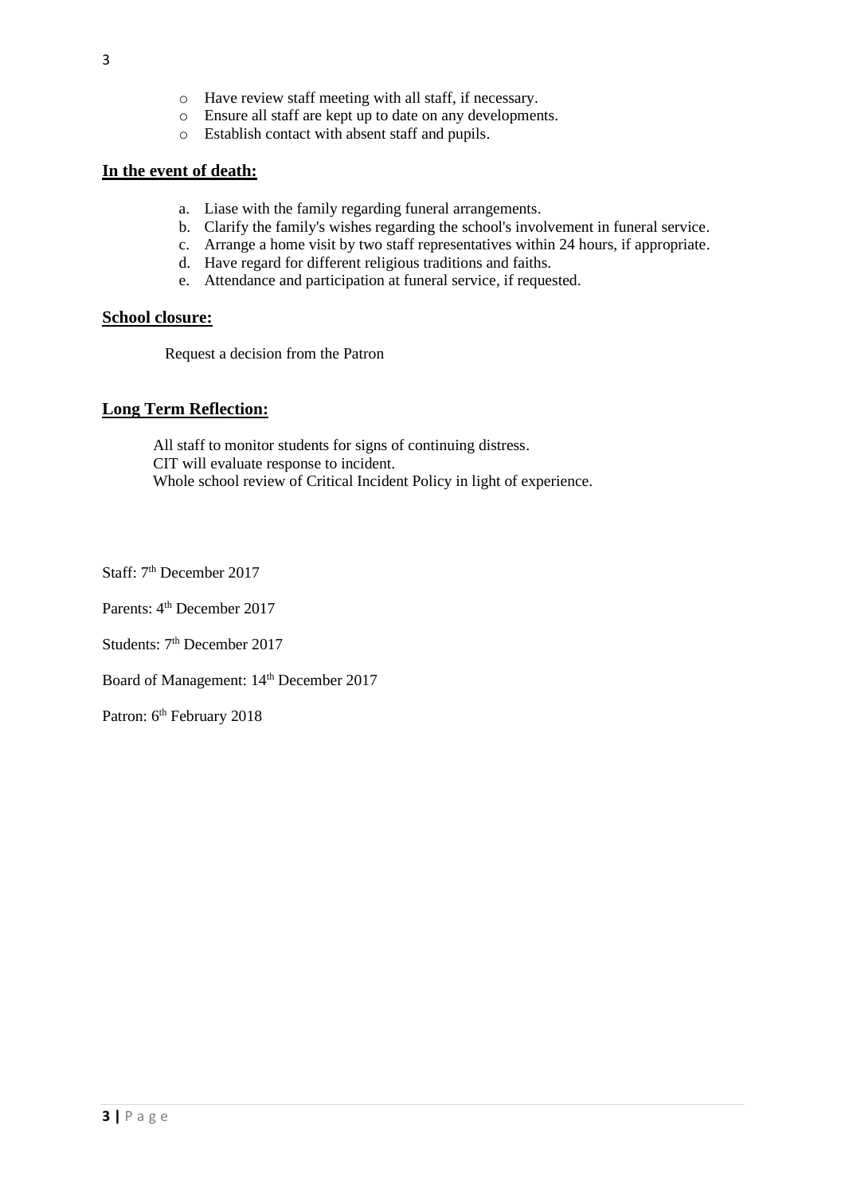- Have review staff meeting with all staff, if necessary.
- Ensure all staff are kept up to date on any developments.
- Establish contact with absent staff and pupils.

**In the event of death:**

a. Liase with the family regarding funeral arrangements.
b. Clarify the family's wishes regarding the school's involvement in funeral service.
c. Arrange a home visit by two staff representatives within 24 hours, if appropriate.
d. Have regard for different religious traditions and faiths.
e. Attendance and participation at funeral service, if requested.

**School closure:**

Request a decision from the Patron

**Long Term Reflection:**

All staff to monitor students for signs of continuing distress.
CIT will evaluate response to incident.
Whole school review of Critical Incident Policy in light of experience.

Staff: 7th December 2017

Parents: 4th December 2017

Students: 7th December 2017

Board of Management: 14th December 2017

Patron: 6th February 2018